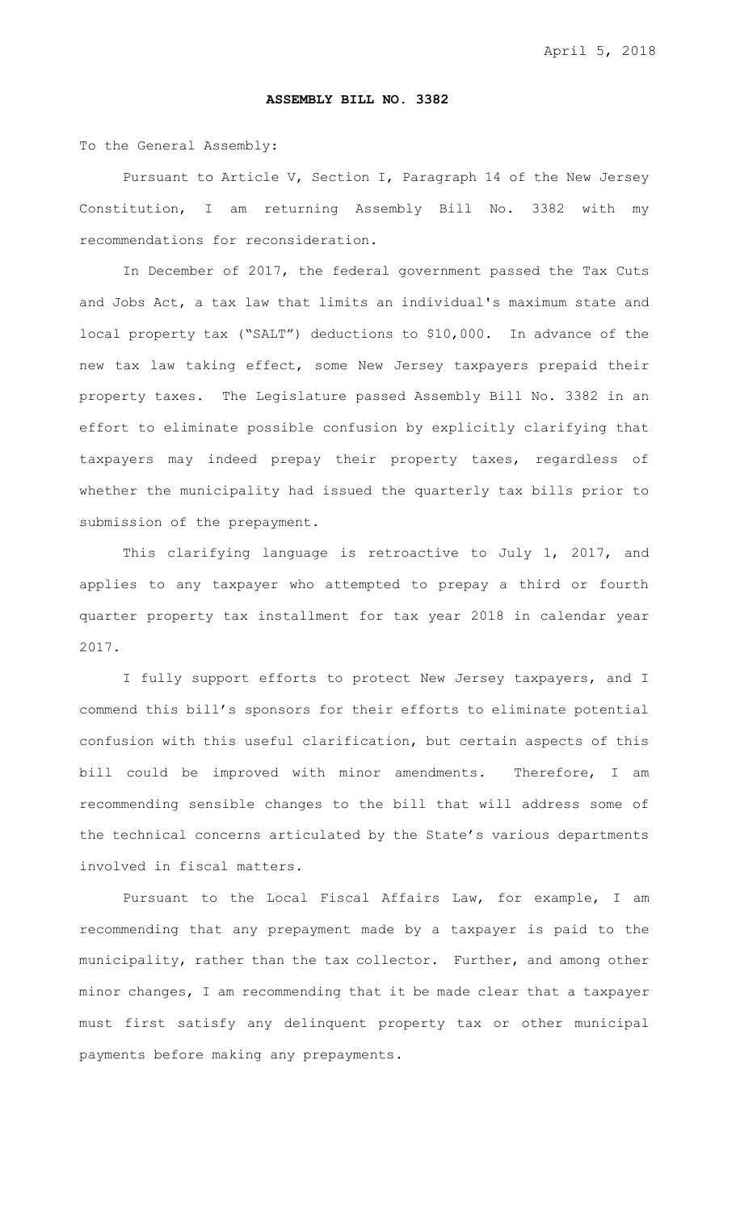April 5, 2018

**ASSEMBLY BILL NO. 3382**

To the General Assembly:

Pursuant to Article V, Section I, Paragraph 14 of the New Jersey Constitution, I am returning Assembly Bill No. 3382 with my recommendations for reconsideration.

In December of 2017, the federal government passed the Tax Cuts and Jobs Act, a tax law that limits an individual's maximum state and local property tax ("SALT") deductions to $10,000. In advance of the new tax law taking effect, some New Jersey taxpayers prepaid their property taxes. The Legislature passed Assembly Bill No. 3382 in an effort to eliminate possible confusion by explicitly clarifying that taxpayers may indeed prepay their property taxes, regardless of whether the municipality had issued the quarterly tax bills prior to submission of the prepayment.

This clarifying language is retroactive to July 1, 2017, and applies to any taxpayer who attempted to prepay a third or fourth quarter property tax installment for tax year 2018 in calendar year 2017.

I fully support efforts to protect New Jersey taxpayers, and I commend this bill's sponsors for their efforts to eliminate potential confusion with this useful clarification, but certain aspects of this bill could be improved with minor amendments. Therefore, I am recommending sensible changes to the bill that will address some of the technical concerns articulated by the State's various departments involved in fiscal matters.

Pursuant to the Local Fiscal Affairs Law, for example, I am recommending that any prepayment made by a taxpayer is paid to the municipality, rather than the tax collector. Further, and among other minor changes, I am recommending that it be made clear that a taxpayer must first satisfy any delinquent property tax or other municipal payments before making any prepayments.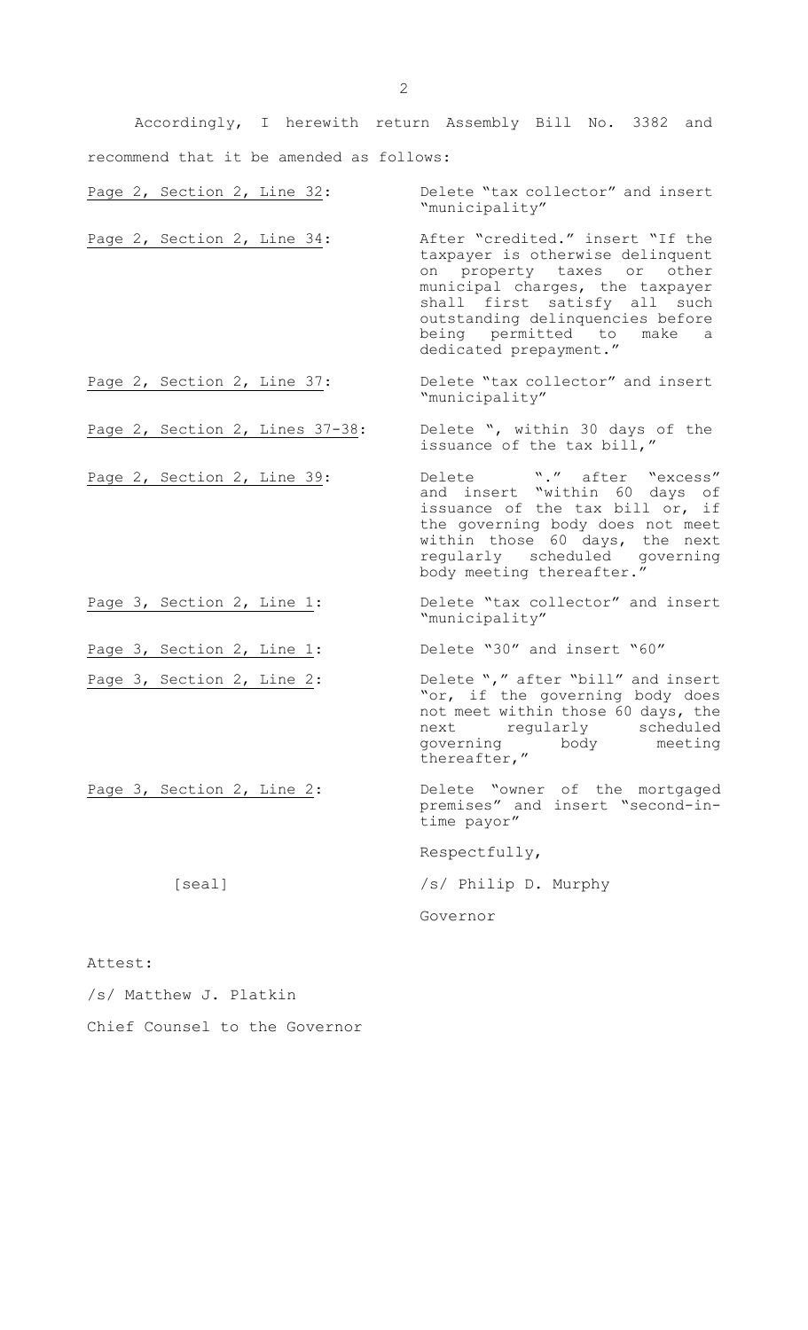Accordingly, I herewith return Assembly Bill No. 3382 and recommend that it be amended as follows:

| | |
|---|---|
| <u>Page 2, Section 2, Line 32</u>: | Delete "tax collector" and insert "municipality" |
| <u>Page 2, Section 2, Line 34</u>: | After "credited." insert "If the taxpayer is otherwise delinquent on property taxes or other municipal charges, the taxpayer shall first satisfy all such outstanding delinquencies before being permitted to make a dedicated prepayment." |
| <u>Page 2, Section 2, Line 37</u>: | Delete "tax collector" and insert "municipality" |
| <u>Page 2, Section 2, Lines 37-38</u>: | Delete ", within 30 days of the issuance of the tax bill," |
| <u>Page 2, Section 2, Line 39</u>: | Delete "." after "excess" and insert "within 60 days of issuance of the tax bill or, if the governing body does not meet within those 60 days, the next regularly scheduled governing body meeting thereafter." |
| <u>Page 3, Section 2, Line 1</u>: | Delete "tax collector" and insert "municipality" |
| <u>Page 3, Section 2, Line 1</u>: | Delete "30" and insert "60" |
| <u>Page 3, Section 2, Line 2</u>: | Delete "," after "bill" and insert "or, if the governing body does not meet within those 60 days, the next regularly scheduled governing body meeting thereafter," |
| <u>Page 3, Section 2, Line 2</u>: | Delete "owner of the mortgaged premises" and insert "second-in-time payor" |

Respectfully,

[seal]

/s/ Philip D. Murphy

Governor

Attest:

/s/ Matthew J. Platkin

Chief Counsel to the Governor